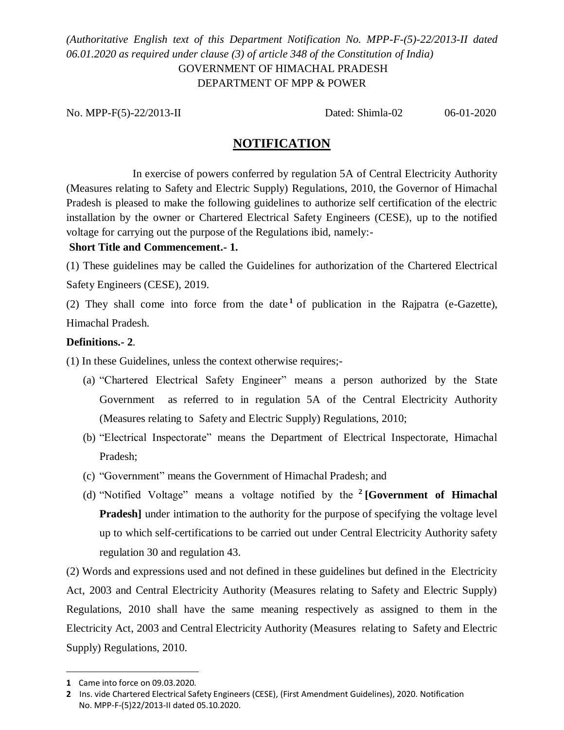*(Authoritative English text of this Department Notification No. MPP-F-(5)-22/2013-II dated 06.01.2020 as required under clause (3) of article 348 of the Constitution of India)*

GOVERNMENT OF HIMACHAL PRADESH
DEPARTMENT OF MPP & POWER

No. MPP-F(5)-22/2013-II Dated: Shimla-02 06-01-2020

## NOTIFICATION

In exercise of powers conferred by regulation 5A of Central Electricity Authority (Measures relating to Safety and Electric Supply) Regulations, 2010, the Governor of Himachal Pradesh is pleased to make the following guidelines to authorize self certification of the electric installation by the owner or Chartered Electrical Safety Engineers (CESE), up to the notified voltage for carrying out the purpose of the Regulations ibid, namely:-

**Short Title and Commencement.- 1.**

(1) These guidelines may be called the Guidelines for authorization of the Chartered Electrical Safety Engineers (CESE), 2019.

(2) They shall come into force from the date[1] of publication in the Rajpatra (e-Gazette), Himachal Pradesh.

**Definitions.- 2**.

(1) In these Guidelines, unless the context otherwise requires;-

(a) "Chartered Electrical Safety Engineer" means a person authorized by the State Government as referred to in regulation 5A of the Central Electricity Authority (Measures relating to Safety and Electric Supply) Regulations, 2010;

(b) "Electrical Inspectorate" means the Department of Electrical Inspectorate, Himachal Pradesh;

(c) "Government" means the Government of Himachal Pradesh; and

(d) "Notified Voltage" means a voltage notified by the [2] **[Government of Himachal Pradesh]** under intimation to the authority for the purpose of specifying the voltage level up to which self-certifications to be carried out under Central Electricity Authority safety regulation 30 and regulation 43.

(2) Words and expressions used and not defined in these guidelines but defined in the Electricity Act, 2003 and Central Electricity Authority (Measures relating to Safety and Electric Supply) Regulations, 2010 shall have the same meaning respectively as assigned to them in the Electricity Act, 2003 and Central Electricity Authority (Measures relating to Safety and Electric Supply) Regulations, 2010.

---

**1** Came into force on 09.03.2020.

**2** Ins. vide Chartered Electrical Safety Engineers (CESE), (First Amendment Guidelines), 2020. Notification No. MPP-F-(5)22/2013-II dated 05.10.2020.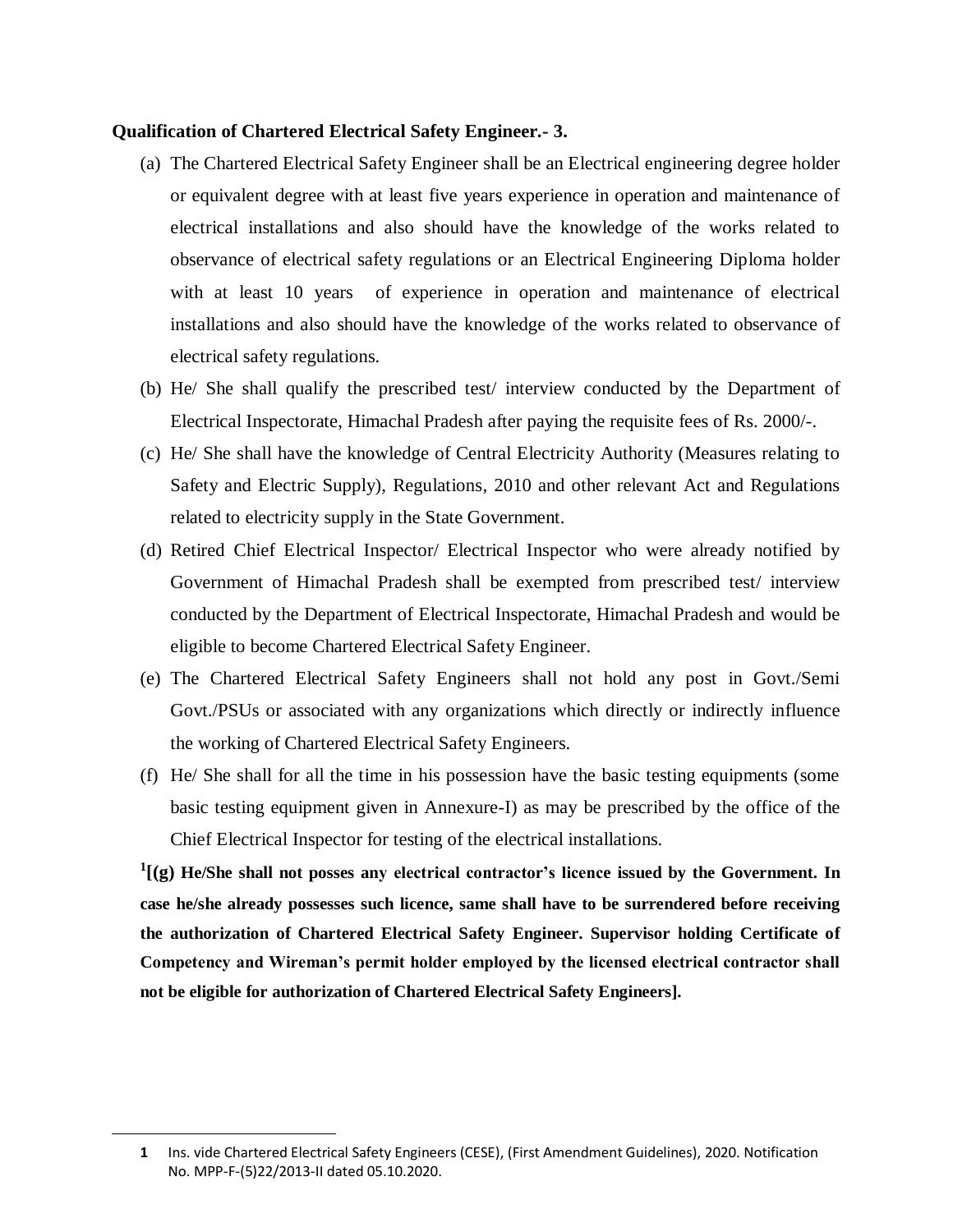**Qualification of Chartered Electrical Safety Engineer.- 3.**

(a) The Chartered Electrical Safety Engineer shall be an Electrical engineering degree holder or equivalent degree with at least five years experience in operation and maintenance of electrical installations and also should have the knowledge of the works related to observance of electrical safety regulations or an Electrical Engineering Diploma holder with at least 10 years of experience in operation and maintenance of electrical installations and also should have the knowledge of the works related to observance of electrical safety regulations.

(b) He/ She shall qualify the prescribed test/ interview conducted by the Department of Electrical Inspectorate, Himachal Pradesh after paying the requisite fees of Rs. 2000/-.

(c) He/ She shall have the knowledge of Central Electricity Authority (Measures relating to Safety and Electric Supply), Regulations, 2010 and other relevant Act and Regulations related to electricity supply in the State Government.

(d) Retired Chief Electrical Inspector/ Electrical Inspector who were already notified by Government of Himachal Pradesh shall be exempted from prescribed test/ interview conducted by the Department of Electrical Inspectorate, Himachal Pradesh and would be eligible to become Chartered Electrical Safety Engineer.

(e) The Chartered Electrical Safety Engineers shall not hold any post in Govt./Semi Govt./PSUs or associated with any organizations which directly or indirectly influence the working of Chartered Electrical Safety Engineers.

(f) He/ She shall for all the time in his possession have the basic testing equipments (some basic testing equipment given in Annexure-I) as may be prescribed by the office of the Chief Electrical Inspector for testing of the electrical installations.

[1]**[(g) He/She shall not posses any electrical contractor's licence issued by the Government. In case he/she already possesses such licence, same shall have to be surrendered before receiving the authorization of Chartered Electrical Safety Engineer. Supervisor holding Certificate of Competency and Wireman's permit holder employed by the licensed electrical contractor shall not be eligible for authorization of Chartered Electrical Safety Engineers].**

---

**1** Ins. vide Chartered Electrical Safety Engineers (CESE), (First Amendment Guidelines), 2020. Notification No. MPP-F-(5)22/2013-II dated 05.10.2020.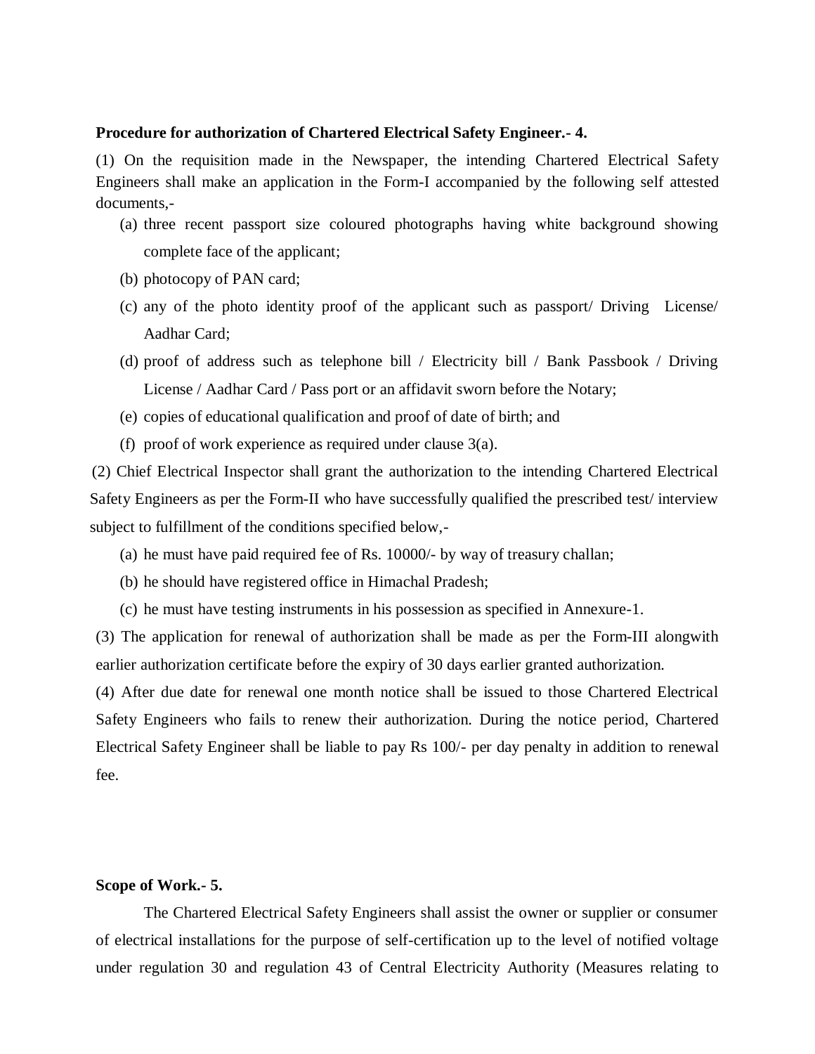**Procedure for authorization of Chartered Electrical Safety Engineer.- 4.**

(1) On the requisition made in the Newspaper, the intending Chartered Electrical Safety Engineers shall make an application in the Form-I accompanied by the following self attested documents,-

(a) three recent passport size coloured photographs having white background showing complete face of the applicant;

(b) photocopy of PAN card;

(c) any of the photo identity proof of the applicant such as passport/ Driving License/ Aadhar Card;

(d) proof of address such as telephone bill / Electricity bill / Bank Passbook / Driving License / Aadhar Card / Pass port or an affidavit sworn before the Notary;

(e) copies of educational qualification and proof of date of birth; and

(f) proof of work experience as required under clause 3(a).

(2) Chief Electrical Inspector shall grant the authorization to the intending Chartered Electrical Safety Engineers as per the Form-II who have successfully qualified the prescribed test/ interview subject to fulfillment of the conditions specified below,-

(a) he must have paid required fee of Rs. 10000/- by way of treasury challan;

(b) he should have registered office in Himachal Pradesh;

(c) he must have testing instruments in his possession as specified in Annexure-1.

(3) The application for renewal of authorization shall be made as per the Form-III alongwith earlier authorization certificate before the expiry of 30 days earlier granted authorization.

(4) After due date for renewal one month notice shall be issued to those Chartered Electrical Safety Engineers who fails to renew their authorization. During the notice period, Chartered Electrical Safety Engineer shall be liable to pay Rs 100/- per day penalty in addition to renewal fee.

**Scope of Work.- 5.**

The Chartered Electrical Safety Engineers shall assist the owner or supplier or consumer of electrical installations for the purpose of self-certification up to the level of notified voltage under regulation 30 and regulation 43 of Central Electricity Authority (Measures relating to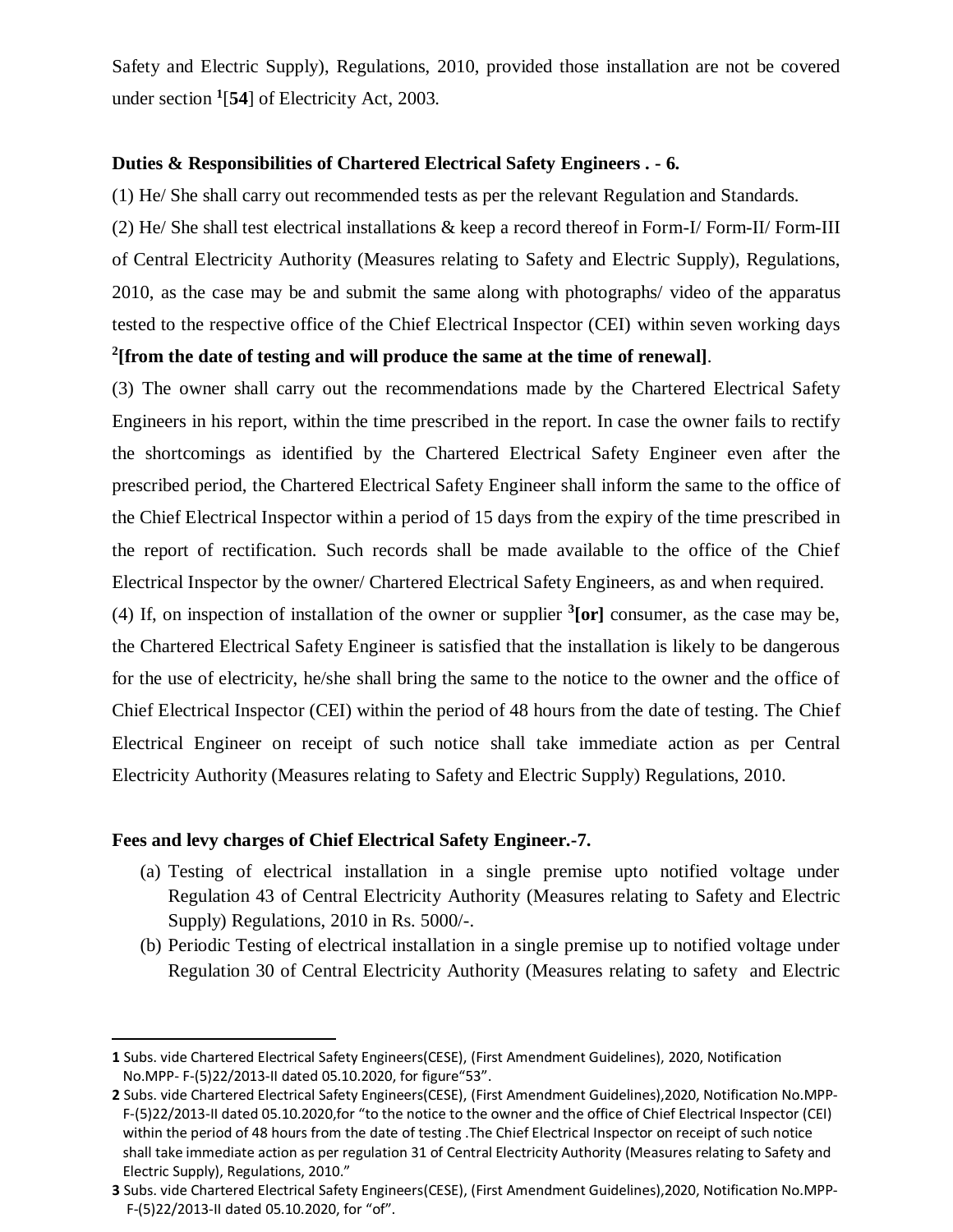Safety and Electric Supply), Regulations, 2010, provided those installation are not be covered under section [1][**54**] of Electricity Act, 2003.

**Duties & Responsibilities of Chartered Electrical Safety Engineers . - 6.**

(1) He/ She shall carry out recommended tests as per the relevant Regulation and Standards.

(2) He/ She shall test electrical installations & keep a record thereof in Form-I/ Form-II/ Form-III of Central Electricity Authority (Measures relating to Safety and Electric Supply), Regulations, 2010, as the case may be and submit the same along with photographs/ video of the apparatus tested to the respective office of the Chief Electrical Inspector (CEI) within seven working days [2]**[from the date of testing and will produce the same at the time of renewal]**.

(3) The owner shall carry out the recommendations made by the Chartered Electrical Safety Engineers in his report, within the time prescribed in the report. In case the owner fails to rectify the shortcomings as identified by the Chartered Electrical Safety Engineer even after the prescribed period, the Chartered Electrical Safety Engineer shall inform the same to the office of the Chief Electrical Inspector within a period of 15 days from the expiry of the time prescribed in the report of rectification. Such records shall be made available to the office of the Chief Electrical Inspector by the owner/ Chartered Electrical Safety Engineers, as and when required.

(4) If, on inspection of installation of the owner or supplier [3]**[or]** consumer, as the case may be, the Chartered Electrical Safety Engineer is satisfied that the installation is likely to be dangerous for the use of electricity, he/she shall bring the same to the notice to the owner and the office of Chief Electrical Inspector (CEI) within the period of 48 hours from the date of testing. The Chief Electrical Engineer on receipt of such notice shall take immediate action as per Central Electricity Authority (Measures relating to Safety and Electric Supply) Regulations, 2010.

**Fees and levy charges of Chief Electrical Safety Engineer.-7.**

(a) Testing of electrical installation in a single premise upto notified voltage under Regulation 43 of Central Electricity Authority (Measures relating to Safety and Electric Supply) Regulations, 2010 in Rs. 5000/-.

(b) Periodic Testing of electrical installation in a single premise up to notified voltage under Regulation 30 of Central Electricity Authority (Measures relating to safety and Electric

---

**1** Subs. vide Chartered Electrical Safety Engineers(CESE), (First Amendment Guidelines), 2020, Notification No.MPP- F-(5)22/2013-II dated 05.10.2020, for figure"53".

**2** Subs. vide Chartered Electrical Safety Engineers(CESE), (First Amendment Guidelines),2020, Notification No.MPP-F-(5)22/2013-II dated 05.10.2020,for "to the notice to the owner and the office of Chief Electrical Inspector (CEI) within the period of 48 hours from the date of testing .The Chief Electrical Inspector on receipt of such notice shall take immediate action as per regulation 31 of Central Electricity Authority (Measures relating to Safety and Electric Supply), Regulations, 2010."

**3** Subs. vide Chartered Electrical Safety Engineers(CESE), (First Amendment Guidelines),2020, Notification No.MPP-F-(5)22/2013-II dated 05.10.2020, for "of".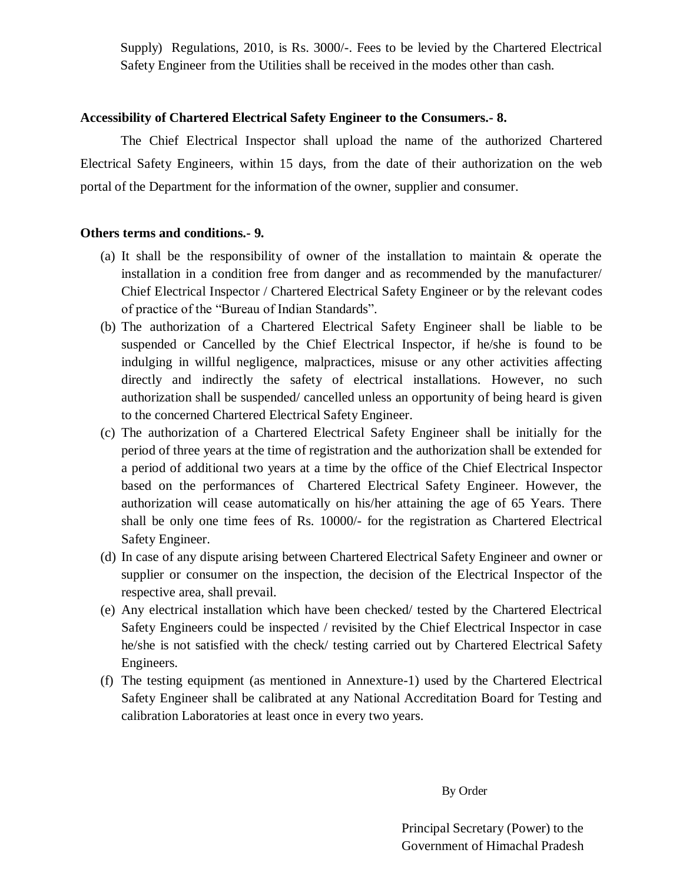Supply) Regulations, 2010, is Rs. 3000/-. Fees to be levied by the Chartered Electrical Safety Engineer from the Utilities shall be received in the modes other than cash.

**Accessibility of Chartered Electrical Safety Engineer to the Consumers.- 8.**

The Chief Electrical Inspector shall upload the name of the authorized Chartered Electrical Safety Engineers, within 15 days, from the date of their authorization on the web portal of the Department for the information of the owner, supplier and consumer.

**Others terms and conditions.- 9.**

(a) It shall be the responsibility of owner of the installation to maintain & operate the installation in a condition free from danger and as recommended by the manufacturer/ Chief Electrical Inspector / Chartered Electrical Safety Engineer or by the relevant codes of practice of the "Bureau of Indian Standards".

(b) The authorization of a Chartered Electrical Safety Engineer shall be liable to be suspended or Cancelled by the Chief Electrical Inspector, if he/she is found to be indulging in willful negligence, malpractices, misuse or any other activities affecting directly and indirectly the safety of electrical installations. However, no such authorization shall be suspended/ cancelled unless an opportunity of being heard is given to the concerned Chartered Electrical Safety Engineer.

(c) The authorization of a Chartered Electrical Safety Engineer shall be initially for the period of three years at the time of registration and the authorization shall be extended for a period of additional two years at a time by the office of the Chief Electrical Inspector based on the performances of Chartered Electrical Safety Engineer. However, the authorization will cease automatically on his/her attaining the age of 65 Years. There shall be only one time fees of Rs. 10000/- for the registration as Chartered Electrical Safety Engineer.

(d) In case of any dispute arising between Chartered Electrical Safety Engineer and owner or supplier or consumer on the inspection, the decision of the Electrical Inspector of the respective area, shall prevail.

(e) Any electrical installation which have been checked/ tested by the Chartered Electrical Safety Engineers could be inspected / revisited by the Chief Electrical Inspector in case he/she is not satisfied with the check/ testing carried out by Chartered Electrical Safety Engineers.

(f) The testing equipment (as mentioned in Annexture-1) used by the Chartered Electrical Safety Engineer shall be calibrated at any National Accreditation Board for Testing and calibration Laboratories at least once in every two years.

By Order

Principal Secretary (Power) to the
Government of Himachal Pradesh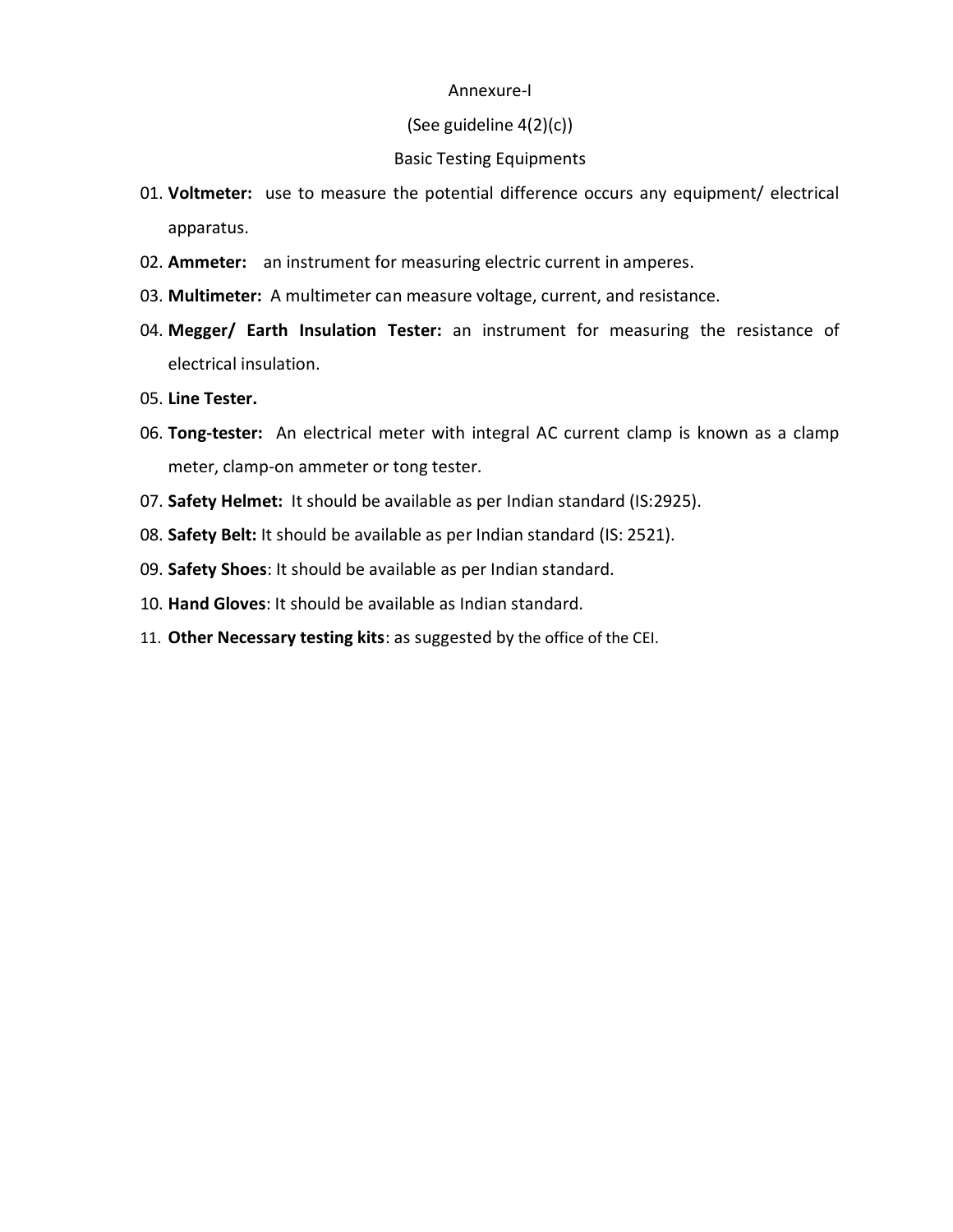Annexure-I

(See guideline 4(2)(c))

Basic Testing Equipments

01. **Voltmeter:** use to measure the potential difference occurs any equipment/ electrical apparatus.
02. **Ammeter:** an instrument for measuring electric current in amperes.
03. **Multimeter:** A multimeter can measure voltage, current, and resistance.
04. **Megger/ Earth Insulation Tester:** an instrument for measuring the resistance of electrical insulation.
05. **Line Tester.**
06. **Tong-tester:** An electrical meter with integral AC current clamp is known as a clamp meter, clamp-on ammeter or tong tester.
07. **Safety Helmet:** It should be available as per Indian standard (IS:2925).
08. **Safety Belt:** It should be available as per Indian standard (IS: 2521).
09. **Safety Shoes**: It should be available as per Indian standard.
10. **Hand Gloves**: It should be available as Indian standard.
11. **Other Necessary testing kits**: as suggested by the office of the CEI.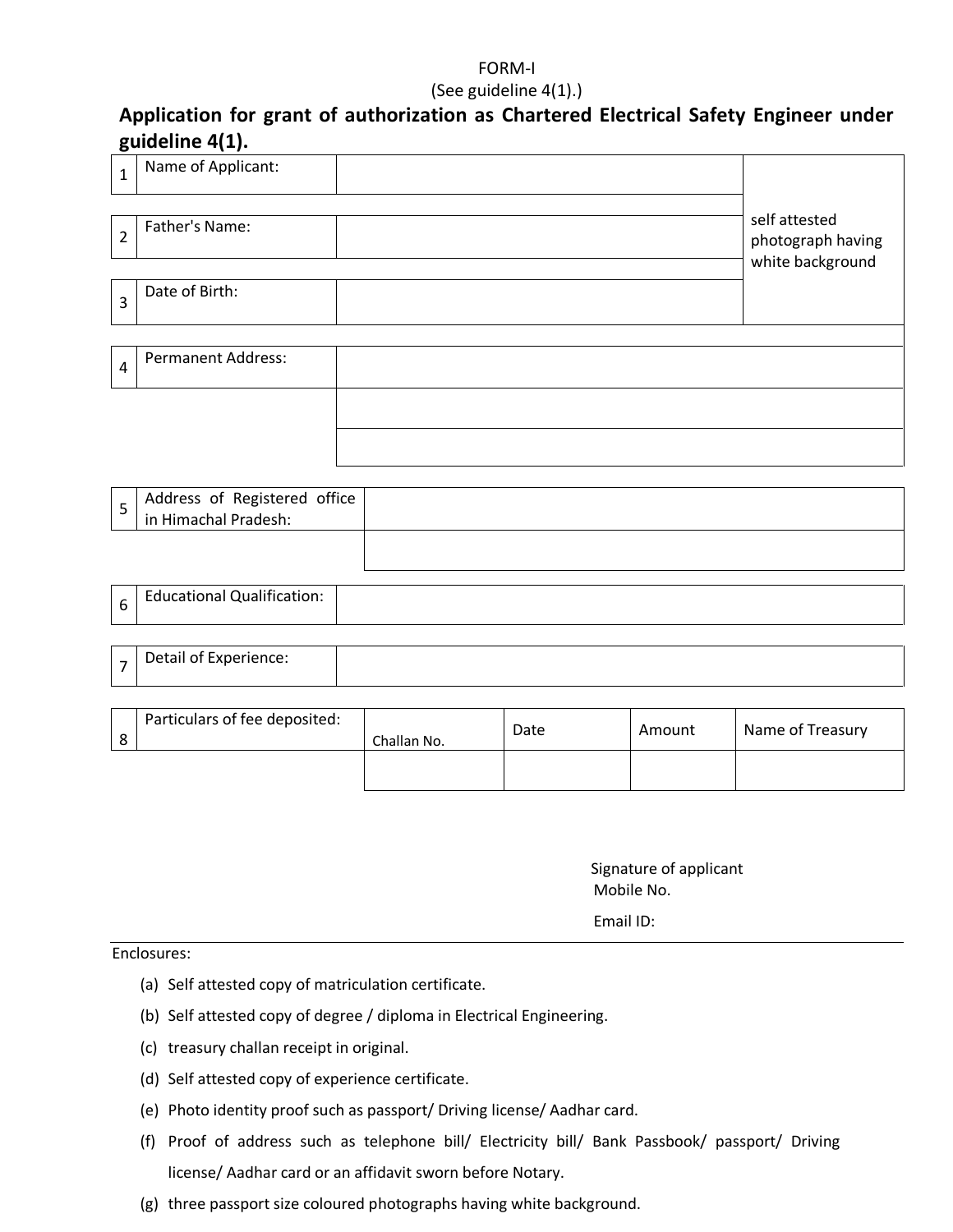FORM-I

(See guideline 4(1).)

## Application for grant of authorization as Chartered Electrical Safety Engineer under guideline 4(1).

| | | | |
|---|---|---|---|
| 1 | Name of Applicant: | | self attested photograph having white background |
| 2 | Father's Name: | | |
| 3 | Date of Birth: | | |

| | | |
|---|---|---|
| 4 | Permanent Address: | |
| | | |
| | | |

| | | |
|---|---|---|
| 5 | Address of Registered office in Himachal Pradesh: | |
| | | |

| | | |
|---|---|---|
| 6 | Educational Qualification: | |

| | | |
|---|---|---|
| 7 | Detail of Experience: | |

| | | | | | |
|---|---|---|---|---|---|
| 8 | Particulars of fee deposited: | Challan No. | Date | Amount | Name of Treasury |
| | | | | | |

Signature of applicant
Mobile No.
Email ID:

Enclosures:

(a) Self attested copy of matriculation certificate.

(b) Self attested copy of degree / diploma in Electrical Engineering.

(c) treasury challan receipt in original.

(d) Self attested copy of experience certificate.

(e) Photo identity proof such as passport/ Driving license/ Aadhar card.

(f) Proof of address such as telephone bill/ Electricity bill/ Bank Passbook/ passport/ Driving license/ Aadhar card or an affidavit sworn before Notary.

(g) three passport size coloured photographs having white background.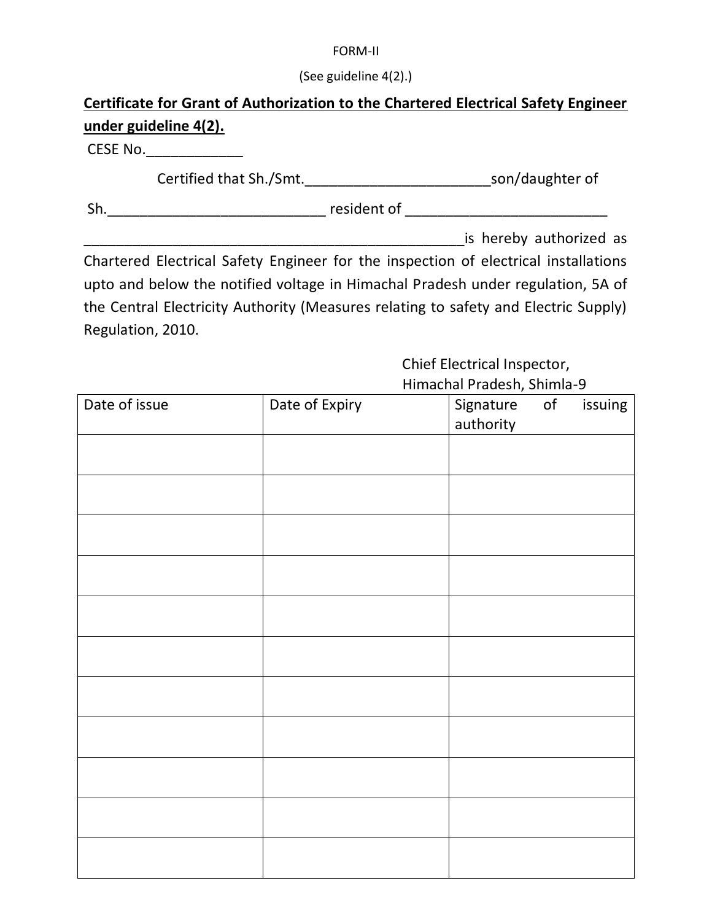FORM-II

(See guideline 4(2).)

**Certificate for Grant of Authorization to the Chartered Electrical Safety Engineer under guideline 4(2).**

CESE No.____________

Certified that Sh./Smt.________________________son/daughter of Sh.___________________________ resident of _________________________ ________________________________________________is hereby authorized as Chartered Electrical Safety Engineer for the inspection of electrical installations upto and below the notified voltage in Himachal Pradesh under regulation, 5A of the Central Electricity Authority (Measures relating to safety and Electric Supply) Regulation, 2010.

Chief Electrical Inspector,
Himachal Pradesh, Shimla-9

| Date of issue | Date of Expiry | Signature of issuing authority |
|---|---|---|
| | | |
| | | |
| | | |
| | | |
| | | |
| | | |
| | | |
| | | |
| | | |
| | | |
| | | |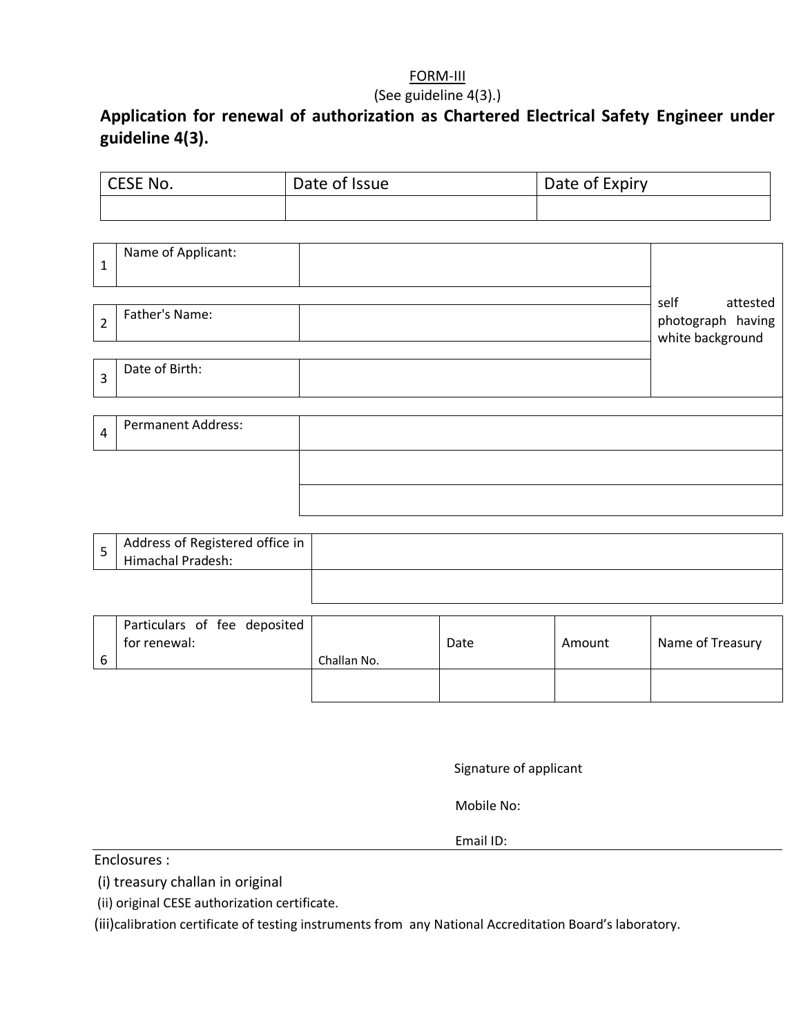FORM-III

(See guideline 4(3).)

**Application for renewal of authorization as Chartered Electrical Safety Engineer under guideline 4(3).**

| CESE No. | Date of Issue | Date of Expiry |
|---|---|---|
| | | |

| | | | |
|---|---|---|---|
| 1 | Name of Applicant: | | self attested photograph having white background |
| 2 | Father's Name: | | |
| 3 | Date of Birth: | | |

| | | |
|---|---|---|
| 4 | Permanent Address: | |
| | | |
| | | |

| | | |
|---|---|---|
| 5 | Address of Registered office in Himachal Pradesh: | |
| | | |

| | | | | | |
|---|---|---|---|---|---|
| 6 | Particulars of fee deposited for renewal: | Challan No. | Date | Amount | Name of Treasury |
| | | | | | |

Signature of applicant

Mobile No:

Email ID:

Enclosures :

(i) treasury challan in original

(ii) original CESE authorization certificate.

(iii)calibration certificate of testing instruments from any National Accreditation Board's laboratory.